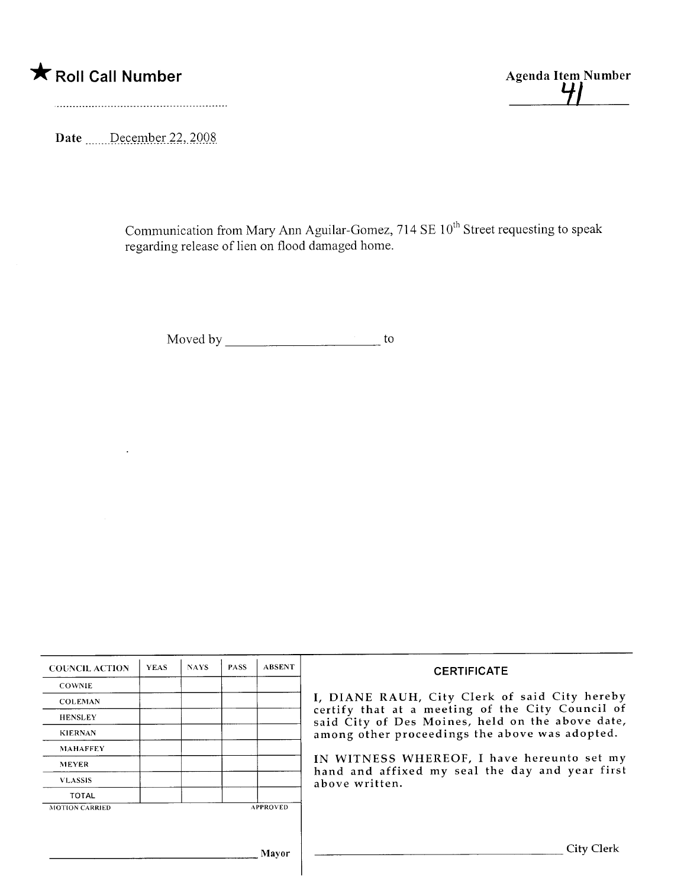★ **Roll Call Number**

**Agenda Item Number**
41

**Date** December 22, 2008

Communication from Mary Ann Aguilar-Gomez, 714 SE 10th Street requesting to speak regarding release of lien on flood damaged home.

Moved by ______________________ to

| COUNCIL ACTION | YEAS | NAYS | PASS | ABSENT |
| --- | --- | --- | --- | --- |
| COWNIE | | | | |
| COLEMAN | | | | |
| HENSLEY | | | | |
| KIERNAN | | | | |
| MAHAFFEY | | | | |
| MEYER | | | | |
| VLASSIS | | | | |
| TOTAL | | | | |

MOTION CARRIED APPROVED

______________________________ Mayor

**CERTIFICATE**

I, DIANE RAUH, City Clerk of said City hereby certify that at a meeting of the City Council of said City of Des Moines, held on the above date, among other proceedings the above was adopted.

IN WITNESS WHEREOF, I have hereunto set my hand and affixed my seal the day and year first above written.

______________________________ City Clerk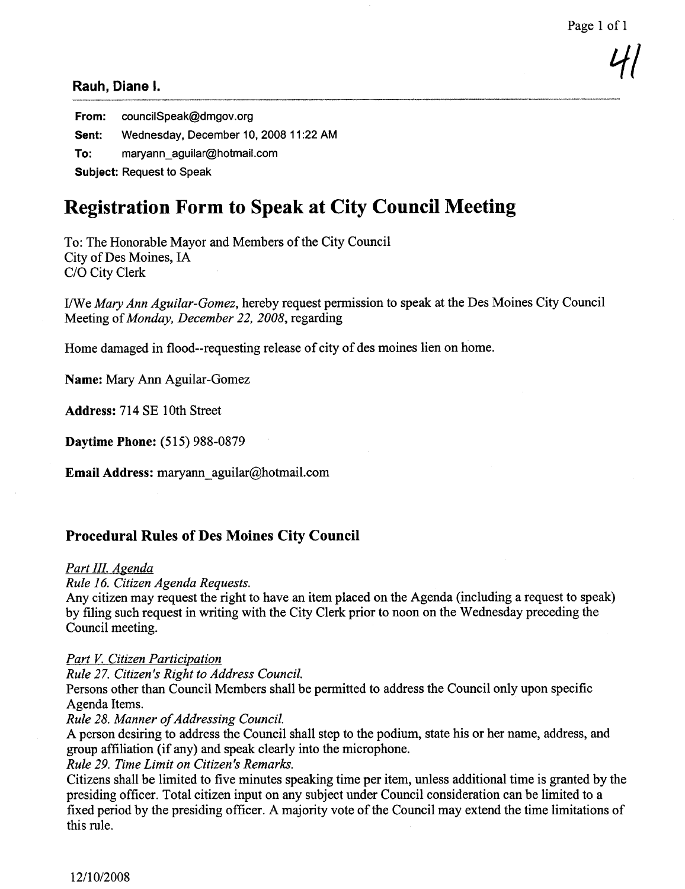**Rauh, Diane I.**

**From:** councilSpeak@dmgov.org

**Sent:** Wednesday, December 10, 2008 11:22 AM

**To:** maryann_aguilar@hotmail.com

**Subject:** Request to Speak

# Registration Form to Speak at City Council Meeting

To: The Honorable Mayor and Members of the City Council
City of Des Moines, IA
C/O City Clerk

I/We *Mary Ann Aguilar-Gomez*, hereby request permission to speak at the Des Moines City Council Meeting of *Monday, December 22, 2008*, regarding

Home damaged in flood--requesting release of city of des moines lien on home.

**Name:** Mary Ann Aguilar-Gomez

**Address:** 714 SE 10th Street

**Daytime Phone:** (515) 988-0879

**Email Address:** maryann_aguilar@hotmail.com

## Procedural Rules of Des Moines City Council

*Part III. Agenda*

*Rule 16. Citizen Agenda Requests.*

Any citizen may request the right to have an item placed on the Agenda (including a request to speak) by filing such request in writing with the City Clerk prior to noon on the Wednesday preceding the Council meeting.

*Part V. Citizen Participation*

*Rule 27. Citizen's Right to Address Council.*

Persons other than Council Members shall be permitted to address the Council only upon specific Agenda Items.

*Rule 28. Manner of Addressing Council.*

A person desiring to address the Council shall step to the podium, state his or her name, address, and group affiliation (if any) and speak clearly into the microphone.

*Rule 29. Time Limit on Citizen's Remarks.*

Citizens shall be limited to five minutes speaking time per item, unless additional time is granted by the presiding officer. Total citizen input on any subject under Council consideration can be limited to a fixed period by the presiding officer. A majority vote of the Council may extend the time limitations of this rule.